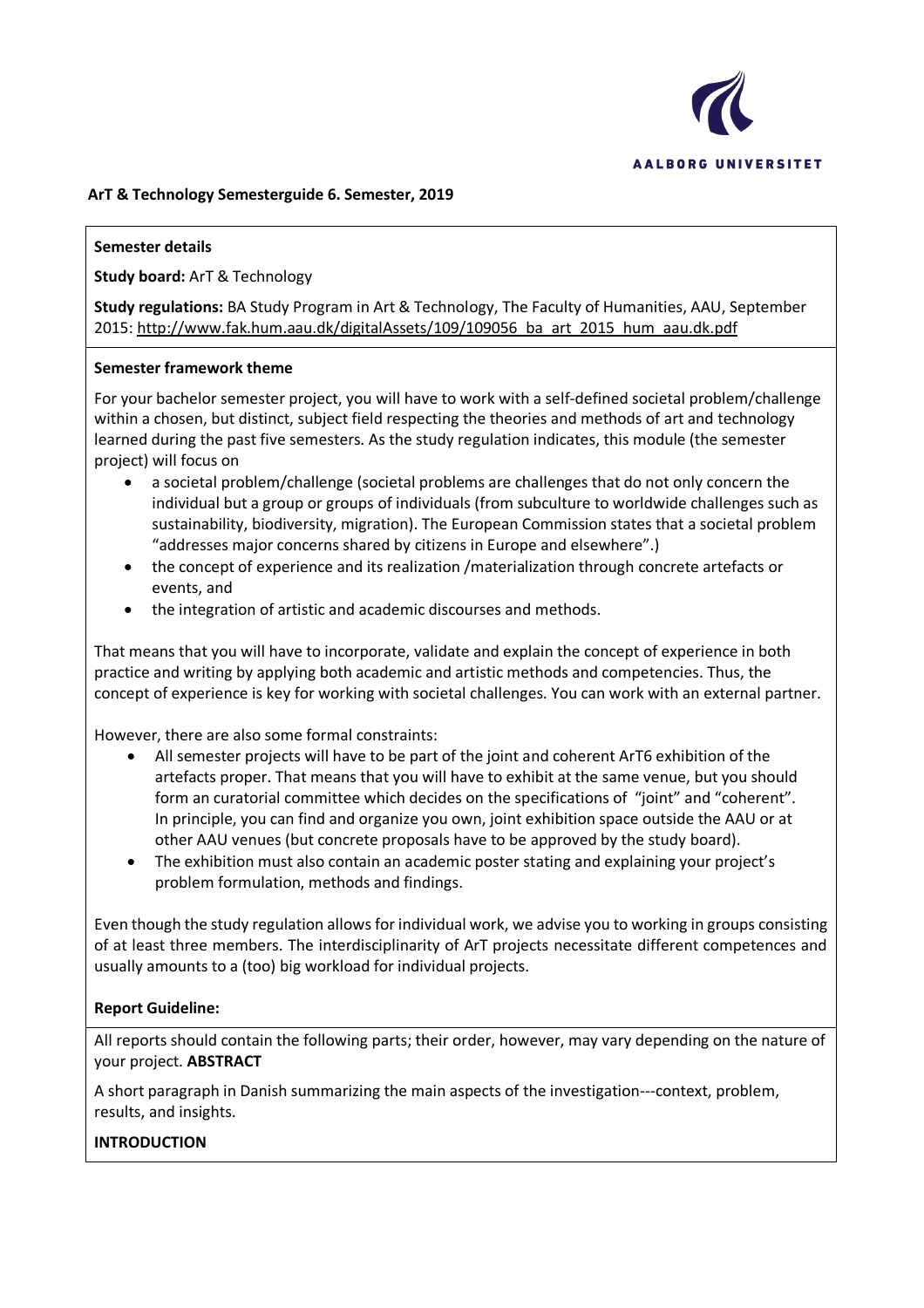AALBORG UNIVERSITET

**ArT & Technology Semesterguide 6. Semester, 2019**

**Semester details**

**Study board:** ArT & Technology

**Study regulations:** BA Study Program in Art & Technology, The Faculty of Humanities, AAU, September 2015: http://www.fak.hum.aau.dk/digitalAssets/109/109056_ba_art_2015_hum_aau.dk.pdf

**Semester framework theme**

For your bachelor semester project, you will have to work with a self-defined societal problem/challenge within a chosen, but distinct, subject field respecting the theories and methods of art and technology learned during the past five semesters. As the study regulation indicates, this module (the semester project) will focus on

- a societal problem/challenge (societal problems are challenges that do not only concern the individual but a group or groups of individuals (from subculture to worldwide challenges such as sustainability, biodiversity, migration). The European Commission states that a societal problem "addresses major concerns shared by citizens in Europe and elsewhere".)
- the concept of experience and its realization /materialization through concrete artefacts or events, and
- the integration of artistic and academic discourses and methods.

That means that you will have to incorporate, validate and explain the concept of experience in both practice and writing by applying both academic and artistic methods and competencies. Thus, the concept of experience is key for working with societal challenges. You can work with an external partner.

However, there are also some formal constraints:

- All semester projects will have to be part of the joint and coherent ArT6 exhibition of the artefacts proper. That means that you will have to exhibit at the same venue, but you should form an curatorial committee which decides on the specifications of "joint" and "coherent". In principle, you can find and organize you own, joint exhibition space outside the AAU or at other AAU venues (but concrete proposals have to be approved by the study board).
- The exhibition must also contain an academic poster stating and explaining your project's problem formulation, methods and findings.

Even though the study regulation allows for individual work, we advise you to working in groups consisting of at least three members. The interdisciplinarity of ArT projects necessitate different competences and usually amounts to a (too) big workload for individual projects.

**Report Guideline:**

All reports should contain the following parts; their order, however, may vary depending on the nature of your project. **ABSTRACT**

A short paragraph in Danish summarizing the main aspects of the investigation---context, problem, results, and insights.

**INTRODUCTION**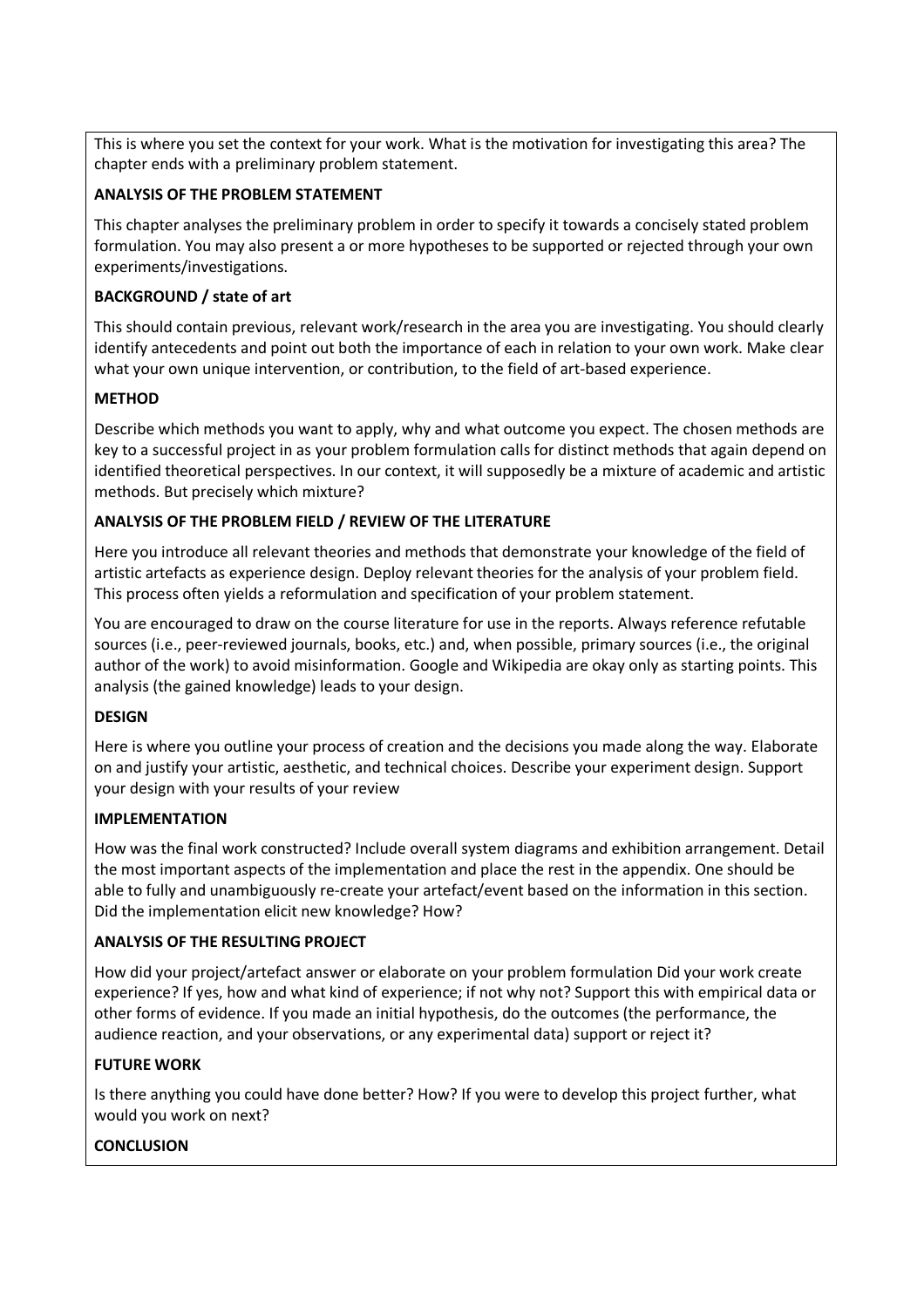This is where you set the context for your work. What is the motivation for investigating this area? The chapter ends with a preliminary problem statement.

**ANALYSIS OF THE PROBLEM STATEMENT**

This chapter analyses the preliminary problem in order to specify it towards a concisely stated problem formulation. You may also present a or more hypotheses to be supported or rejected through your own experiments/investigations.

**BACKGROUND / state of art**

This should contain previous, relevant work/research in the area you are investigating. You should clearly identify antecedents and point out both the importance of each in relation to your own work. Make clear what your own unique intervention, or contribution, to the field of art-based experience.

**METHOD**

Describe which methods you want to apply, why and what outcome you expect. The chosen methods are key to a successful project in as your problem formulation calls for distinct methods that again depend on identified theoretical perspectives. In our context, it will supposedly be a mixture of academic and artistic methods. But precisely which mixture?

**ANALYSIS OF THE PROBLEM FIELD / REVIEW OF THE LITERATURE**

Here you introduce all relevant theories and methods that demonstrate your knowledge of the field of artistic artefacts as experience design. Deploy relevant theories for the analysis of your problem field. This process often yields a reformulation and specification of your problem statement.

You are encouraged to draw on the course literature for use in the reports. Always reference refutable sources (i.e., peer-reviewed journals, books, etc.) and, when possible, primary sources (i.e., the original author of the work) to avoid misinformation. Google and Wikipedia are okay only as starting points. This analysis (the gained knowledge) leads to your design.

**DESIGN**

Here is where you outline your process of creation and the decisions you made along the way. Elaborate on and justify your artistic, aesthetic, and technical choices. Describe your experiment design. Support your design with your results of your review

**IMPLEMENTATION**

How was the final work constructed? Include overall system diagrams and exhibition arrangement. Detail the most important aspects of the implementation and place the rest in the appendix. One should be able to fully and unambiguously re-create your artefact/event based on the information in this section. Did the implementation elicit new knowledge? How?

**ANALYSIS OF THE RESULTING PROJECT**

How did your project/artefact answer or elaborate on your problem formulation Did your work create experience? If yes, how and what kind of experience; if not why not? Support this with empirical data or other forms of evidence. If you made an initial hypothesis, do the outcomes (the performance, the audience reaction, and your observations, or any experimental data) support or reject it?

**FUTURE WORK**

Is there anything you could have done better? How? If you were to develop this project further, what would you work on next?

**CONCLUSION**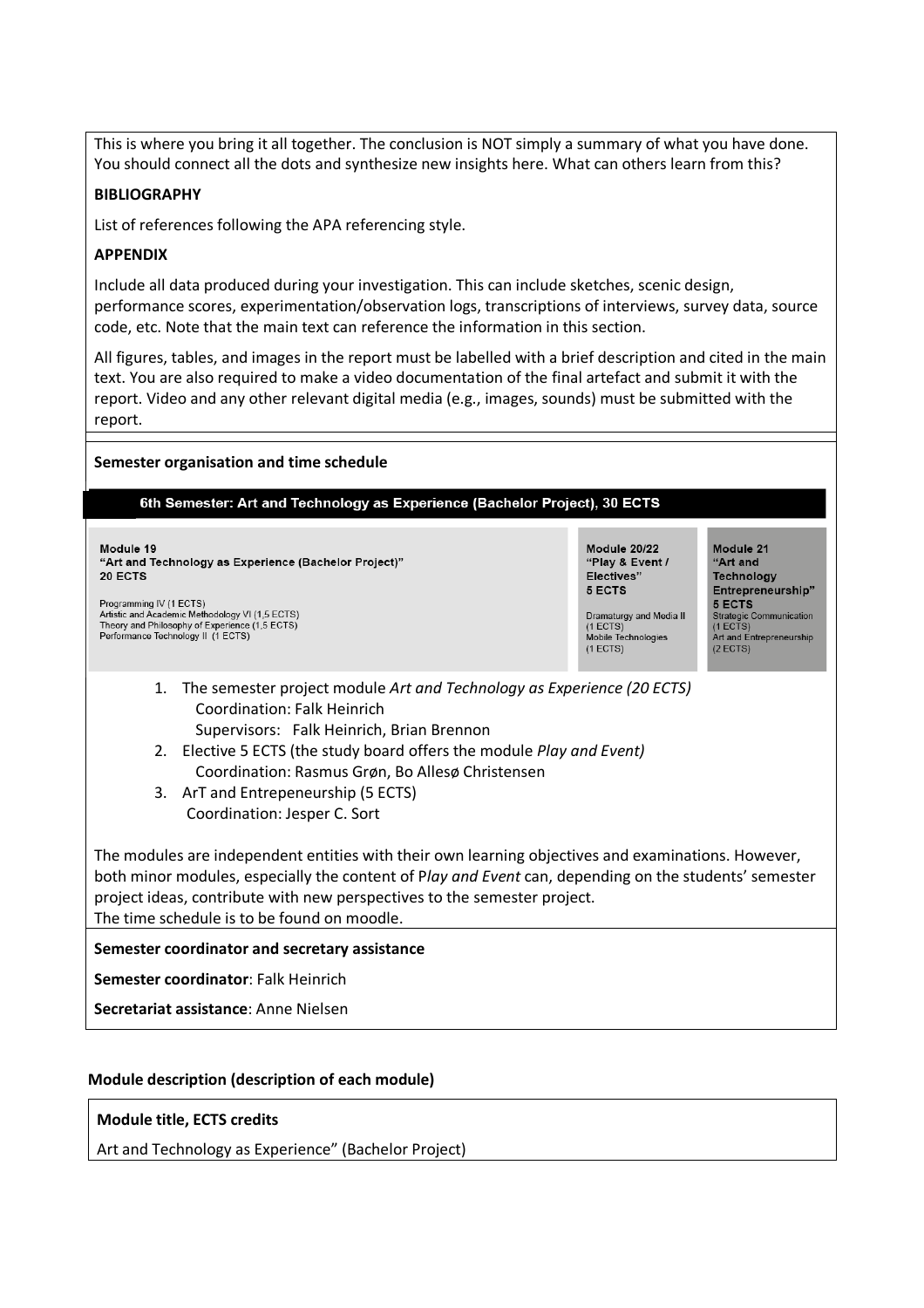This is where you bring it all together. The conclusion is NOT simply a summary of what you have done. You should connect all the dots and synthesize new insights here. What can others learn from this?

**BIBLIOGRAPHY**

List of references following the APA referencing style.

**APPENDIX**

Include all data produced during your investigation. This can include sketches, scenic design, performance scores, experimentation/observation logs, transcriptions of interviews, survey data, source code, etc. Note that the main text can reference the information in this section.

All figures, tables, and images in the report must be labelled with a brief description and cited in the main text. You are also required to make a video documentation of the final artefact and submit it with the report. Video and any other relevant digital media (e.g., images, sounds) must be submitted with the report.

**Semester organisation and time schedule**

**6th Semester: Art and Technology as Experience (Bachelor Project), 30 ECTS**

| **Module 19 "Art and Technology as Experience (Bachelor Project)" 20 ECTS** | **Module 20/22 "Play & Event / Electives" 5 ECTS** | **Module 21 "Art and Technology Entrepreneurship" 5 ECTS** |
|---|---|---|
| Programming IV (1 ECTS)<br>Artistic and Academic Methodology VI (1,5 ECTS)<br>Theory and Philosophy of Experience (1,5 ECTS)<br>Performance Technology II (1 ECTS) | Dramaturgy and Media II (1 ECTS)<br>Mobile Technologies (1 ECTS) | Strategic Communication (1 ECTS)<br>Art and Entrepreneurship (2 ECTS) |

1. The semester project module *Art and Technology as Experience (20 ECTS)*
   Coordination: Falk Heinrich
   Supervisors: Falk Heinrich, Brian Brennon
2. Elective 5 ECTS (the study board offers the module *Play and Event)*
   Coordination: Rasmus Grøn, Bo Allesø Christensen
3. ArT and Entepreneurship (5 ECTS)
   Coordination: Jesper C. Sort

The modules are independent entities with their own learning objectives and examinations. However, both minor modules, especially the content of P*lay and Event* can, depending on the students' semester project ideas, contribute with new perspectives to the semester project.
The time schedule is to be found on moodle.

**Semester coordinator and secretary assistance**

**Semester coordinator**: Falk Heinrich

**Secretariat assistance**: Anne Nielsen

**Module description (description of each module)**

**Module title, ECTS credits**

Art and Technology as Experience" (Bachelor Project)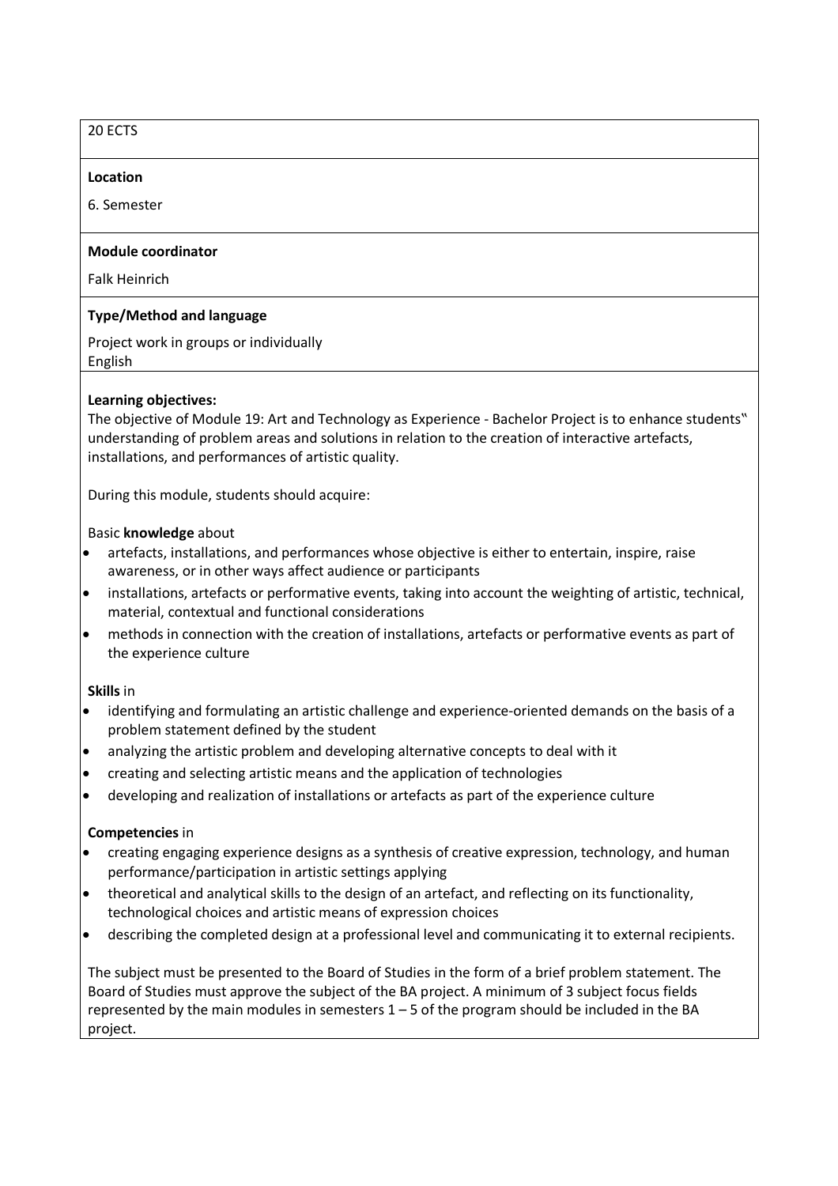20 ECTS

**Location**

6. Semester

**Module coordinator**

Falk Heinrich

**Type/Method and language**

Project work in groups or individually
English

**Learning objectives:**
The objective of Module 19: Art and Technology as Experience - Bachelor Project is to enhance students" understanding of problem areas and solutions in relation to the creation of interactive artefacts, installations, and performances of artistic quality.

During this module, students should acquire:

Basic **knowledge** about

- artefacts, installations, and performances whose objective is either to entertain, inspire, raise awareness, or in other ways affect audience or participants
- installations, artefacts or performative events, taking into account the weighting of artistic, technical, material, contextual and functional considerations
- methods in connection with the creation of installations, artefacts or performative events as part of the experience culture

**Skills** in

- identifying and formulating an artistic challenge and experience-oriented demands on the basis of a problem statement defined by the student
- analyzing the artistic problem and developing alternative concepts to deal with it
- creating and selecting artistic means and the application of technologies
- developing and realization of installations or artefacts as part of the experience culture

**Competencies** in

- creating engaging experience designs as a synthesis of creative expression, technology, and human performance/participation in artistic settings applying
- theoretical and analytical skills to the design of an artefact, and reflecting on its functionality, technological choices and artistic means of expression choices
- describing the completed design at a professional level and communicating it to external recipients.

The subject must be presented to the Board of Studies in the form of a brief problem statement. The Board of Studies must approve the subject of the BA project. A minimum of 3 subject focus fields represented by the main modules in semesters 1 – 5 of the program should be included in the BA project.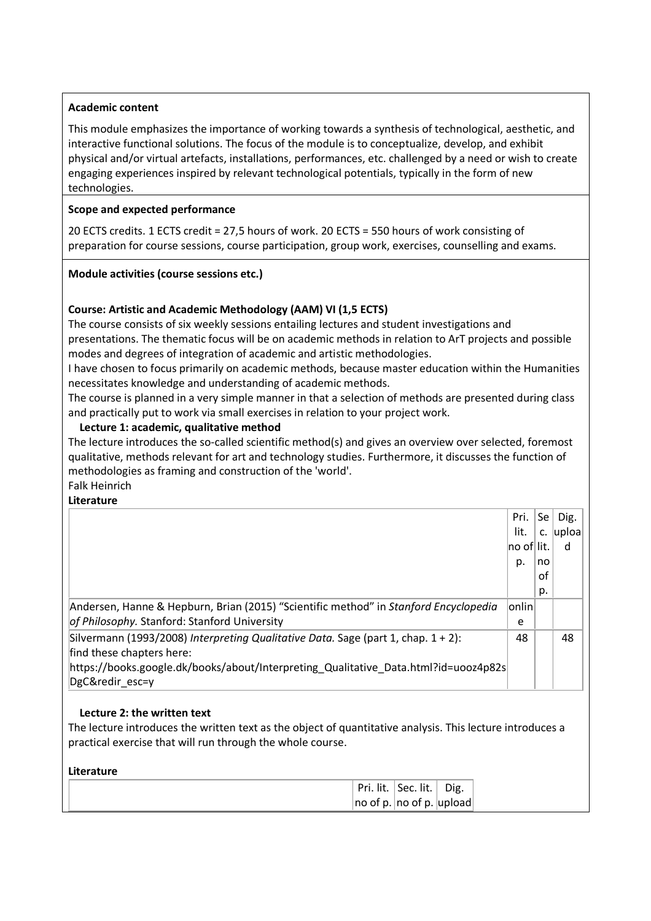**Academic content**

This module emphasizes the importance of working towards a synthesis of technological, aesthetic, and interactive functional solutions. The focus of the module is to conceptualize, develop, and exhibit physical and/or virtual artefacts, installations, performances, etc. challenged by a need or wish to create engaging experiences inspired by relevant technological potentials, typically in the form of new technologies.

**Scope and expected performance**

20 ECTS credits. 1 ECTS credit = 27,5 hours of work. 20 ECTS = 550 hours of work consisting of preparation for course sessions, course participation, group work, exercises, counselling and exams.

**Module activities (course sessions etc.)**

**Course: Artistic and Academic Methodology (AAM) VI (1,5 ECTS)**

The course consists of six weekly sessions entailing lectures and student investigations and presentations. The thematic focus will be on academic methods in relation to ArT projects and possible modes and degrees of integration of academic and artistic methodologies.

I have chosen to focus primarily on academic methods, because master education within the Humanities necessitates knowledge and understanding of academic methods.

The course is planned in a very simple manner in that a selection of methods are presented during class and practically put to work via small exercises in relation to your project work.

**Lecture 1: academic, qualitative method**

The lecture introduces the so-called scientific method(s) and gives an overview over selected, foremost qualitative, methods relevant for art and technology studies. Furthermore, it discusses the function of methodologies as framing and construction of the 'world'.

Falk Heinrich

**Literature**

| | Pri. lit. no of p. | Sec. lit. no of p. | Dig. upload |
|---|---|---|---|
| Andersen, Hanne & Hepburn, Brian (2015) "Scientific method" in *Stanford Encyclopedia of Philosophy.* Stanford: Stanford University | online | | |
| Silvermann (1993/2008) *Interpreting Qualitative Data.* Sage (part 1, chap. 1 + 2): find these chapters here: https://books.google.dk/books/about/Interpreting_Qualitative_Data.html?id=uooz4p82sDgC&redir_esc=y | 48 | | 48 |

**Lecture 2: the written text**

The lecture introduces the written text as the object of quantitative analysis. This lecture introduces a practical exercise that will run through the whole course.

**Literature**

| | Pri. lit. no of p. | Sec. lit. no of p. | Dig. upload |
|---|---|---|---|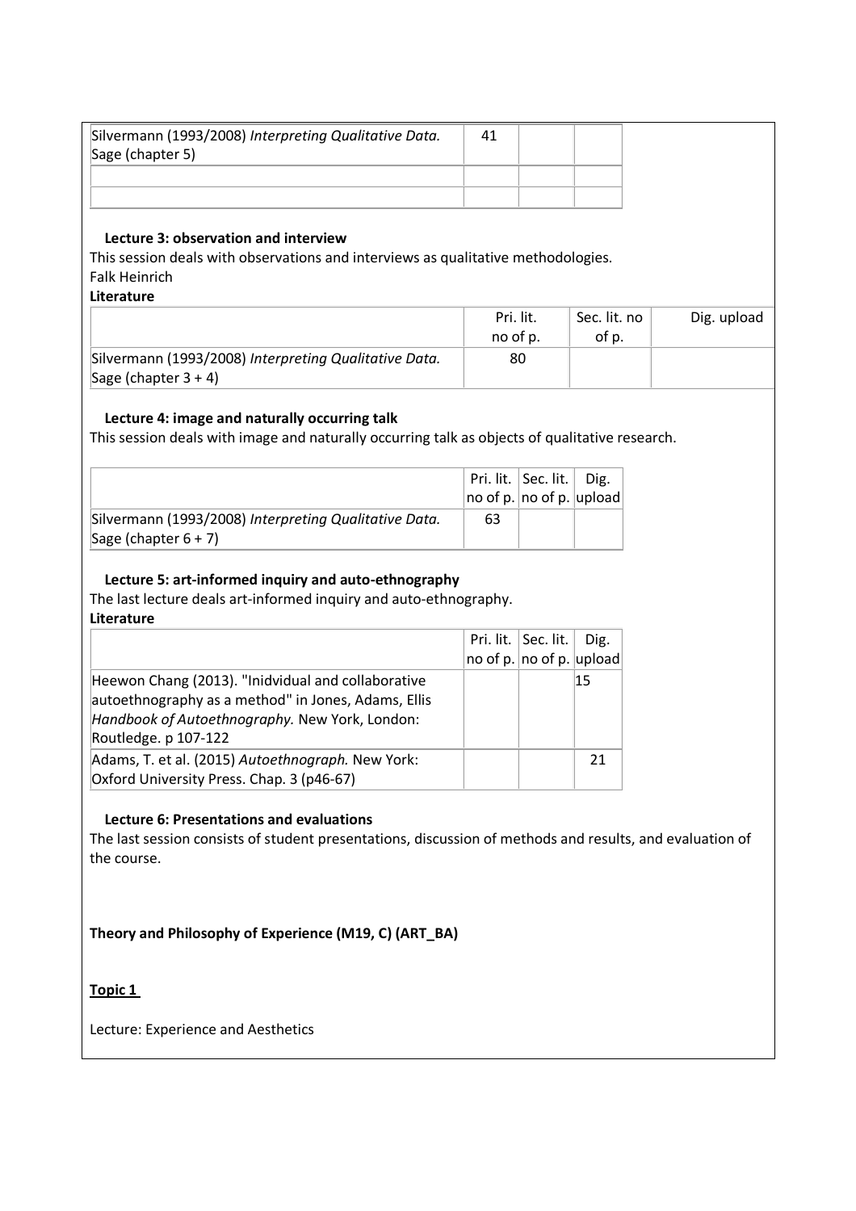| | | | |
|---|---|---|---|
| Silvermann (1993/2008) *Interpreting Qualitative Data.* Sage (chapter 5) | 41 | | |
| | | | |
| | | | |

**Lecture 3: observation and interview**

This session deals with observations and interviews as qualitative methodologies.

Falk Heinrich

**Literature**

| | Pri. lit. no of p. | Sec. lit. no of p. | Dig. upload |
|---|---|---|---|
| Silvermann (1993/2008) *Interpreting Qualitative Data.* Sage (chapter 3 + 4) | 80 | | |

**Lecture 4: image and naturally occurring talk**

This session deals with image and naturally occurring talk as objects of qualitative research.

| | Pri. lit. no of p. | Sec. lit. no of p. | Dig. upload |
|---|---|---|---|
| Silvermann (1993/2008) *Interpreting Qualitative Data.* Sage (chapter 6 + 7) | 63 | | |

**Lecture 5: art-informed inquiry and auto-ethnography**

The last lecture deals art-informed inquiry and auto-ethnography.

**Literature**

| | Pri. lit. no of p. | Sec. lit. no of p. | Dig. upload |
|---|---|---|---|
| Heewon Chang (2013). "Inidvidual and collaborative autoethnography as a method" in Jones, Adams, Ellis *Handbook of Autoethnography.* New York, London: Routledge. p 107-122 | | | 15 |
| Adams, T. et al. (2015) *Autoethnograph.* New York: Oxford University Press. Chap. 3 (p46-67) | | | 21 |

**Lecture 6: Presentations and evaluations**

The last session consists of student presentations, discussion of methods and results, and evaluation of the course.

**Theory and Philosophy of Experience (M19, C) (ART_BA)**

**Topic 1**

Lecture: Experience and Aesthetics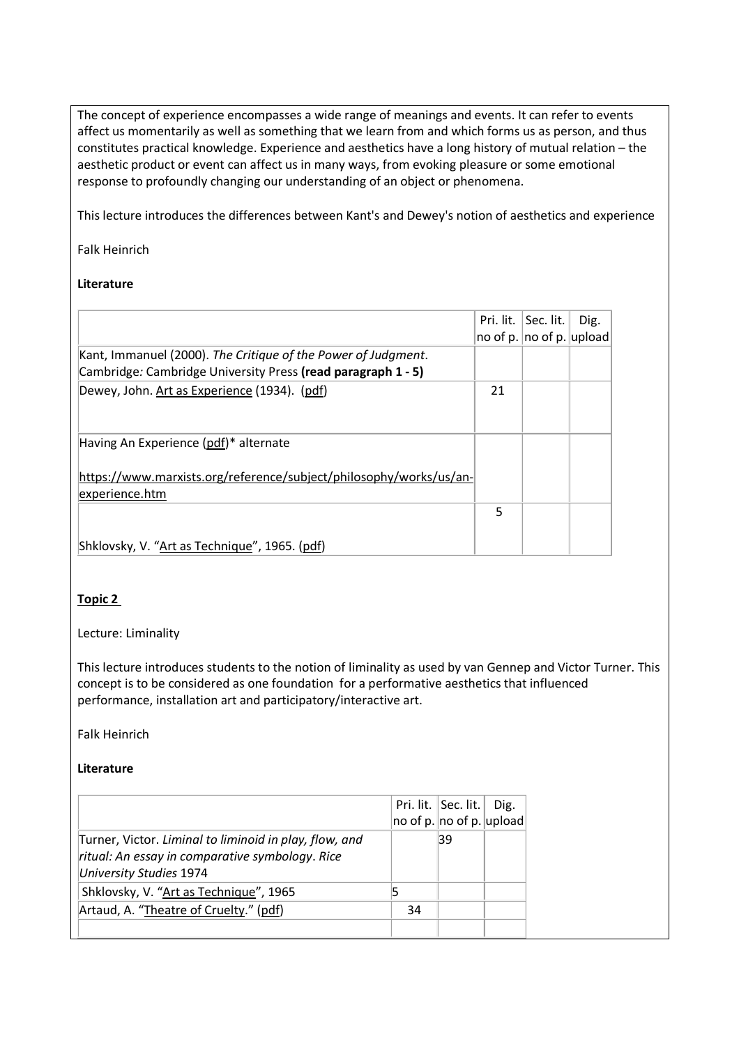The concept of experience encompasses a wide range of meanings and events. It can refer to events affect us momentarily as well as something that we learn from and which forms us as person, and thus constitutes practical knowledge. Experience and aesthetics have a long history of mutual relation – the aesthetic product or event can affect us in many ways, from evoking pleasure or some emotional response to profoundly changing our understanding of an object or phenomena.

This lecture introduces the differences between Kant's and Dewey's notion of aesthetics and experience

Falk Heinrich

**Literature**

| | Pri. lit. no of p. | Sec. lit. no of p. | Dig. upload |
|---|---|---|---|
| Kant, Immanuel (2000). *The Critique of the Power of Judgment*. Cambridge*:* Cambridge University Press **(read paragraph 1 - 5)** | | | |
| Dewey, John. Art as Experience (1934). (pdf) | 21 | | |
| Having An Experience (pdf)* alternate<br><br>https://www.marxists.org/reference/subject/philosophy/works/us/an-experience.htm | | | |
| Shklovsky, V. "Art as Technique", 1965. (pdf) | 5 | | |

**Topic 2**

Lecture: Liminality

This lecture introduces students to the notion of liminality as used by van Gennep and Victor Turner. This concept is to be considered as one foundation for a performative aesthetics that influenced performance, installation art and participatory/interactive art.

Falk Heinrich

**Literature**

| | Pri. lit. no of p. | Sec. lit. no of p. | Dig. upload |
|---|---|---|---|
| Turner, Victor. *Liminal to liminoid in play, flow, and ritual: An essay in comparative symbology*. *Rice University Studies* 1974 | | 39 | |
| Shklovsky, V. "Art as Technique", 1965 | 5 | | |
| Artaud, A. "Theatre of Cruelty." (pdf) | 34 | | |
| | | | |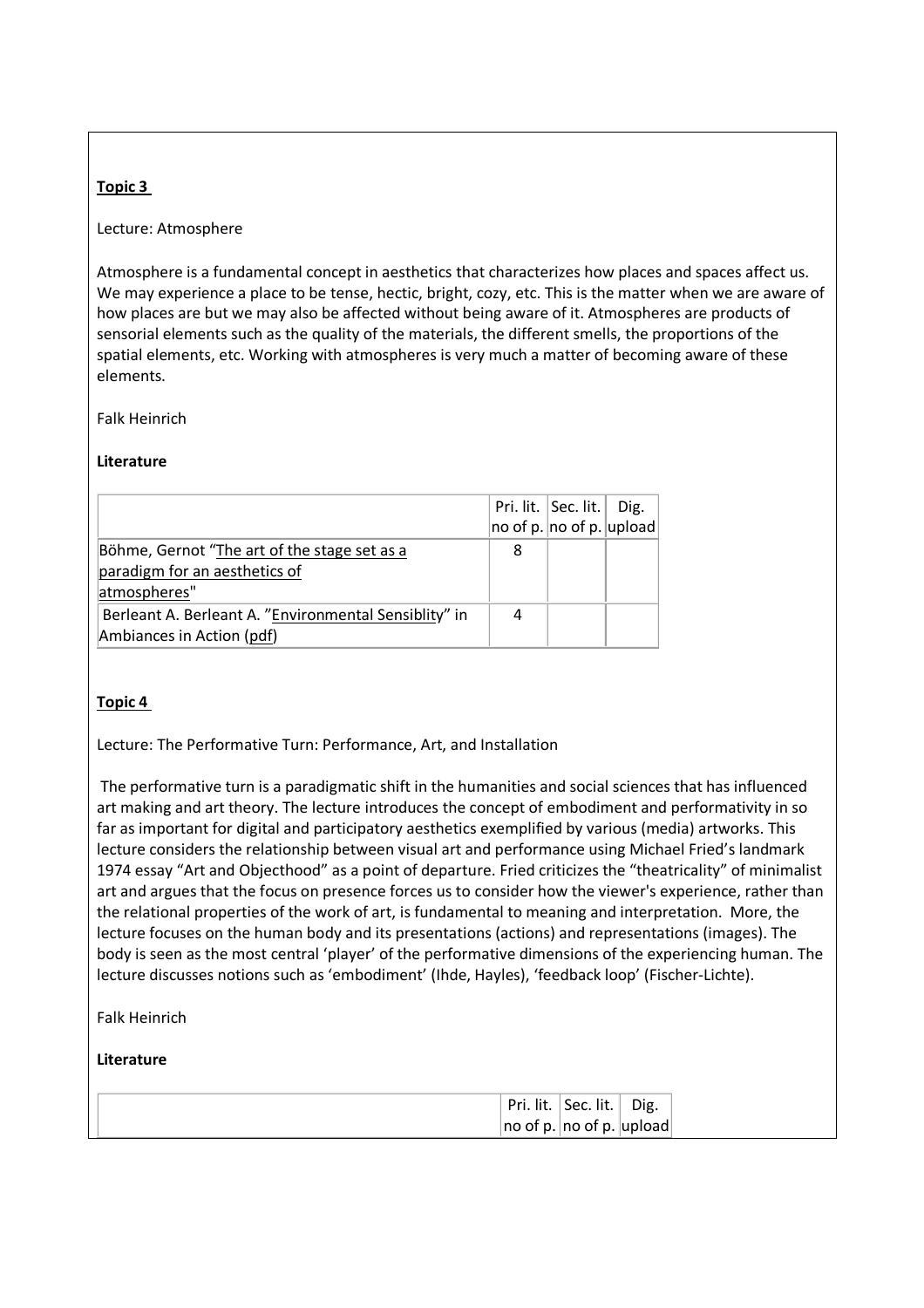**Topic 3**

Lecture: Atmosphere

Atmosphere is a fundamental concept in aesthetics that characterizes how places and spaces affect us. We may experience a place to be tense, hectic, bright, cozy, etc. This is the matter when we are aware of how places are but we may also be affected without being aware of it. Atmospheres are products of sensorial elements such as the quality of the materials, the different smells, the proportions of the spatial elements, etc. Working with atmospheres is very much a matter of becoming aware of these elements.

Falk Heinrich

**Literature**

| | Pri. lit. no of p. | Sec. lit. no of p. | Dig. upload |
|---|---|---|---|
| Böhme, Gernot "The art of the stage set as a paradigm for an aesthetics of atmospheres" | 8 | | |
| Berleant A. Berleant A. "Environmental Sensiblity" in Ambiances in Action (pdf) | 4 | | |

**Topic 4**

Lecture: The Performative Turn: Performance, Art, and Installation

The performative turn is a paradigmatic shift in the humanities and social sciences that has influenced art making and art theory. The lecture introduces the concept of embodiment and performativity in so far as important for digital and participatory aesthetics exemplified by various (media) artworks. This lecture considers the relationship between visual art and performance using Michael Fried's landmark 1974 essay "Art and Objecthood" as a point of departure. Fried criticizes the "theatricality" of minimalist art and argues that the focus on presence forces us to consider how the viewer's experience, rather than the relational properties of the work of art, is fundamental to meaning and interpretation. More, the lecture focuses on the human body and its presentations (actions) and representations (images). The body is seen as the most central 'player' of the performative dimensions of the experiencing human. The lecture discusses notions such as 'embodiment' (Ihde, Hayles), 'feedback loop' (Fischer-Lichte).

Falk Heinrich

**Literature**

| | Pri. lit. no of p. | Sec. lit. no of p. | Dig. upload |
|---|---|---|---|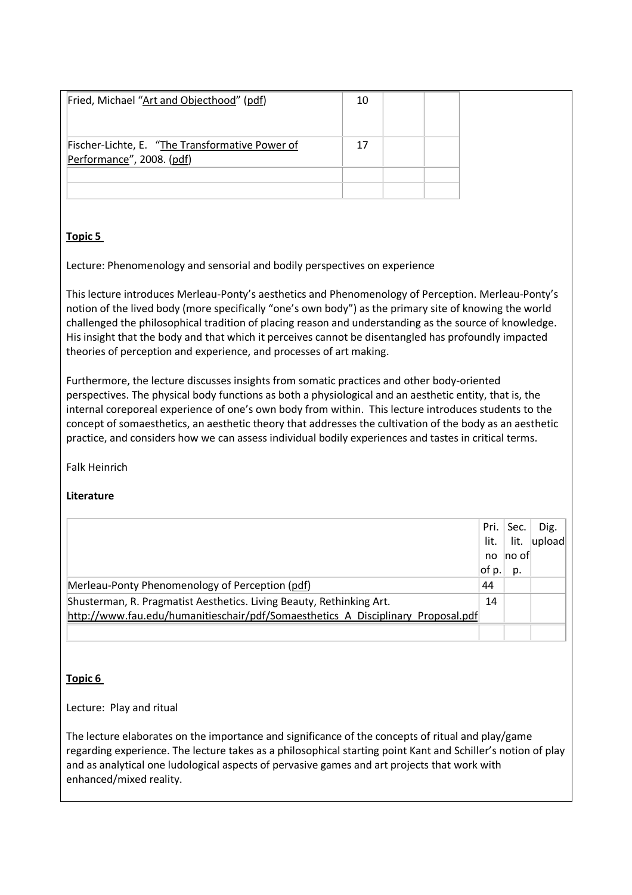| | | | |
|---|---|---|---|
| Fried, Michael "Art and Objecthood" (pdf) | 10 | | |
| Fischer-Lichte, E. "The Transformative Power of Performance", 2008. (pdf) | 17 | | |
| | | | |
| | | | |

**Topic 5**

Lecture: Phenomenology and sensorial and bodily perspectives on experience

This lecture introduces Merleau-Ponty's aesthetics and Phenomenology of Perception. Merleau-Ponty's notion of the lived body (more specifically "one's own body") as the primary site of knowing the world challenged the philosophical tradition of placing reason and understanding as the source of knowledge. His insight that the body and that which it perceives cannot be disentangled has profoundly impacted theories of perception and experience, and processes of art making.

Furthermore, the lecture discusses insights from somatic practices and other body-oriented perspectives. The physical body functions as both a physiological and an aesthetic entity, that is, the internal coreporeal experience of one's own body from within. This lecture introduces students to the concept of somaesthetics, an aesthetic theory that addresses the cultivation of the body as an aesthetic practice, and considers how we can assess individual bodily experiences and tastes in critical terms.

Falk Heinrich

**Literature**

| | Pri. lit. no of p. | Sec. lit. no of p. | Dig. upload |
|---|---|---|---|
| Merleau-Ponty Phenomenology of Perception (pdf) | 44 | | |
| Shusterman, R. Pragmatist Aesthetics. Living Beauty, Rethinking Art. http://www.fau.edu/humanitieschair/pdf/Somaesthetics_A_Disciplinary_Proposal.pdf | 14 | | |
| | | | |

**Topic 6**

Lecture: Play and ritual

The lecture elaborates on the importance and significance of the concepts of ritual and play/game regarding experience. The lecture takes as a philosophical starting point Kant and Schiller's notion of play and as analytical one ludological aspects of pervasive games and art projects that work with enhanced/mixed reality.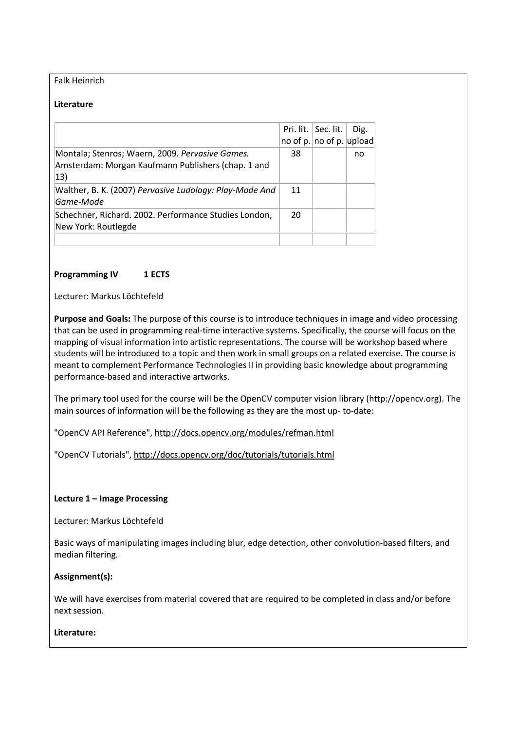Falk Heinrich

**Literature**

| | Pri. lit. no of p. | Sec. lit. no of p. | Dig. upload |
|---|---|---|---|
| Montala; Stenros; Waern, 2009. *Pervasive Games.* Amsterdam: Morgan Kaufmann Publishers (chap. 1 and 13) | 38 | | no |
| Walther, B. K. (2007) *Pervasive Ludology: Play-Mode And Game-Mode* | 11 | | |
| Schechner, Richard. 2002. Performance Studies London, New York: Routlegde | 20 | | |
| | | | |

**Programming IV 1 ECTS**

Lecturer: Markus Löchtefeld

**Purpose and Goals:** The purpose of this course is to introduce techniques in image and video processing that can be used in programming real-time interactive systems. Specifically, the course will focus on the mapping of visual information into artistic representations. The course will be workshop based where students will be introduced to a topic and then work in small groups on a related exercise. The course is meant to complement Performance Technologies II in providing basic knowledge about programming performance-based and interactive artworks.

The primary tool used for the course will be the OpenCV computer vision library (http://opencv.org). The main sources of information will be the following as they are the most up- to-date:

"OpenCV API Reference", http://docs.opencv.org/modules/refman.html

"OpenCV Tutorials", http://docs.opencv.org/doc/tutorials/tutorials.html

**Lecture 1 – Image Processing**

Lecturer: Markus Löchtefeld

Basic ways of manipulating images including blur, edge detection, other convolution-based filters, and median filtering.

**Assignment(s):**

We will have exercises from material covered that are required to be completed in class and/or before next session.

**Literature:**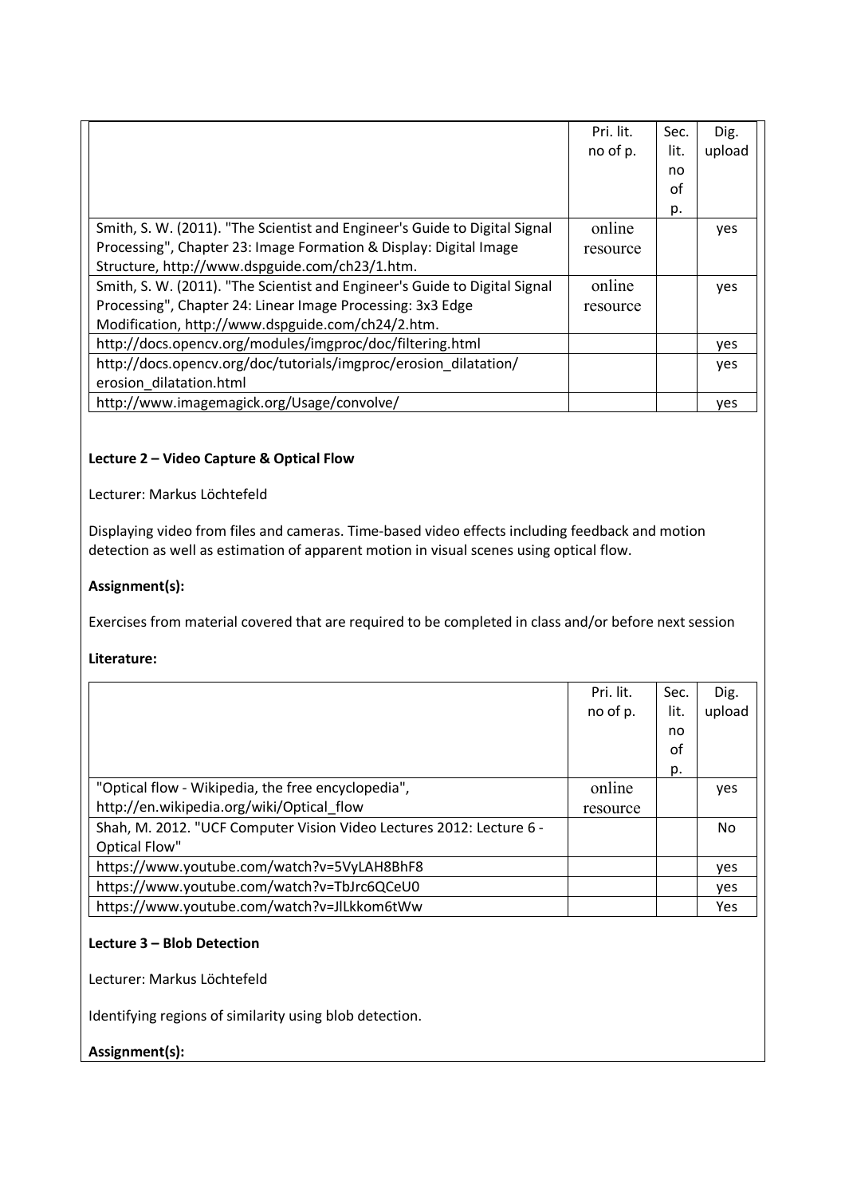| | Pri. lit. no of p. | Sec. lit. no of p. | Dig. upload |
|---|---|---|---|
| Smith, S. W. (2011). "The Scientist and Engineer's Guide to Digital Signal Processing", Chapter 23: Image Formation & Display: Digital Image Structure, http://www.dspguide.com/ch23/1.htm. | online resource | | yes |
| Smith, S. W. (2011). "The Scientist and Engineer's Guide to Digital Signal Processing", Chapter 24: Linear Image Processing: 3x3 Edge Modification, http://www.dspguide.com/ch24/2.htm. | online resource | | yes |
| http://docs.opencv.org/modules/imgproc/doc/filtering.html | | | yes |
| http://docs.opencv.org/doc/tutorials/imgproc/erosion_dilatation/erosion_dilatation.html | | | yes |
| http://www.imagemagick.org/Usage/convolve/ | | | yes |

**Lecture 2 – Video Capture & Optical Flow**

Lecturer: Markus Löchtefeld

Displaying video from files and cameras. Time-based video effects including feedback and motion detection as well as estimation of apparent motion in visual scenes using optical flow.

**Assignment(s):**

Exercises from material covered that are required to be completed in class and/or before next session

**Literature:**

| | Pri. lit. no of p. | Sec. lit. no of p. | Dig. upload |
|---|---|---|---|
| "Optical flow - Wikipedia, the free encyclopedia", http://en.wikipedia.org/wiki/Optical_flow | online resource | | yes |
| Shah, M. 2012. "UCF Computer Vision Video Lectures 2012: Lecture 6 - Optical Flow" | | | No |
| https://www.youtube.com/watch?v=5VyLAH8BhF8 | | | yes |
| https://www.youtube.com/watch?v=TbJrc6QCeU0 | | | yes |
| https://www.youtube.com/watch?v=JlLkkom6tWw | | | Yes |

**Lecture 3 – Blob Detection**

Lecturer: Markus Löchtefeld

Identifying regions of similarity using blob detection.

**Assignment(s):**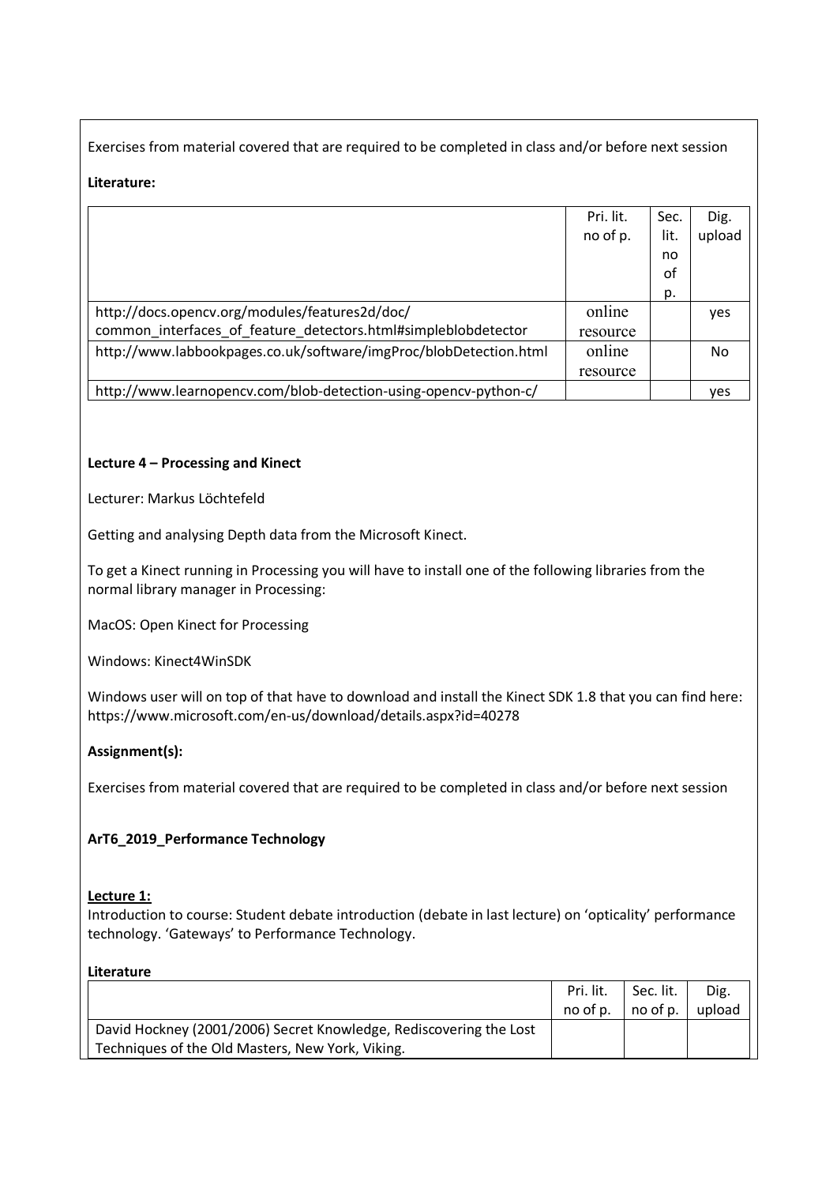Exercises from material covered that are required to be completed in class and/or before next session

**Literature:**

| | Pri. lit. no of p. | Sec. lit. no of p. | Dig. upload |
|---|---|---|---|
| http://docs.opencv.org/modules/features2d/doc/common_interfaces_of_feature_detectors.html#simpleblobdetector | online resource | | yes |
| http://www.labbookpages.co.uk/software/imgProc/blobDetection.html | online resource | | No |
| http://www.learnopencv.com/blob-detection-using-opencv-python-c/ | | | yes |

**Lecture 4 – Processing and Kinect**

Lecturer: Markus Löchtefeld

Getting and analysing Depth data from the Microsoft Kinect.

To get a Kinect running in Processing you will have to install one of the following libraries from the normal library manager in Processing:

MacOS: Open Kinect for Processing

Windows: Kinect4WinSDK

Windows user will on top of that have to download and install the Kinect SDK 1.8 that you can find here: https://www.microsoft.com/en-us/download/details.aspx?id=40278

**Assignment(s):**

Exercises from material covered that are required to be completed in class and/or before next session

**ArT6_2019_Performance Technology**

**Lecture 1:**

Introduction to course: Student debate introduction (debate in last lecture) on 'opticality' performance technology. 'Gateways' to Performance Technology.

**Literature**

| | Pri. lit. no of p. | Sec. lit. no of p. | Dig. upload |
|---|---|---|---|
| David Hockney (2001/2006) Secret Knowledge, Rediscovering the Lost Techniques of the Old Masters, New York, Viking. | | | |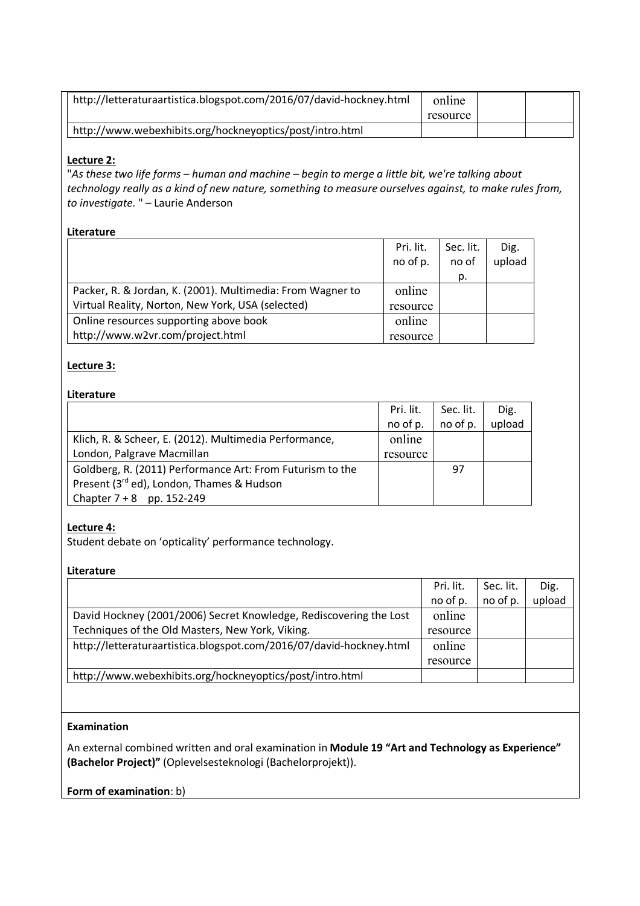| | | | |
|---|---|---|---|
| http://letteraturaartistica.blogspot.com/2016/07/david-hockney.html | online resource | | |
| http://www.webexhibits.org/hockneyoptics/post/intro.html | | | |

**Lecture 2:**

"*As these two life forms – human and machine – begin to merge a little bit, we're talking about technology really as a kind of new nature, something to measure ourselves against, to make rules from, to investigate.* " – Laurie Anderson

**Literature**

| | Pri. lit. no of p. | Sec. lit. no of p. | Dig. upload |
|---|---|---|---|
| Packer, R. & Jordan, K. (2001). Multimedia: From Wagner to Virtual Reality, Norton, New York, USA (selected) | online resource | | |
| Online resources supporting above book http://www.w2vr.com/project.html | online resource | | |

**Lecture 3:**

**Literature**

| | Pri. lit. no of p. | Sec. lit. no of p. | Dig. upload |
|---|---|---|---|
| Klich, R. & Scheer, E. (2012). Multimedia Performance, London, Palgrave Macmillan | online resource | | |
| Goldberg, R. (2011) Performance Art: From Futurism to the Present (3rd ed), London, Thames & Hudson Chapter 7 + 8 pp. 152-249 | | 97 | |

**Lecture 4:**

Student debate on 'opticality' performance technology.

**Literature**

| | Pri. lit. no of p. | Sec. lit. no of p. | Dig. upload |
|---|---|---|---|
| David Hockney (2001/2006) Secret Knowledge, Rediscovering the Lost Techniques of the Old Masters, New York, Viking. | online resource | | |
| http://letteraturaartistica.blogspot.com/2016/07/david-hockney.html | online resource | | |
| http://www.webexhibits.org/hockneyoptics/post/intro.html | | | |

**Examination**

An external combined written and oral examination in **Module 19 "Art and Technology as Experience" (Bachelor Project)"** (Oplevelsesteknologi (Bachelorprojekt)).

**Form of examination**: b)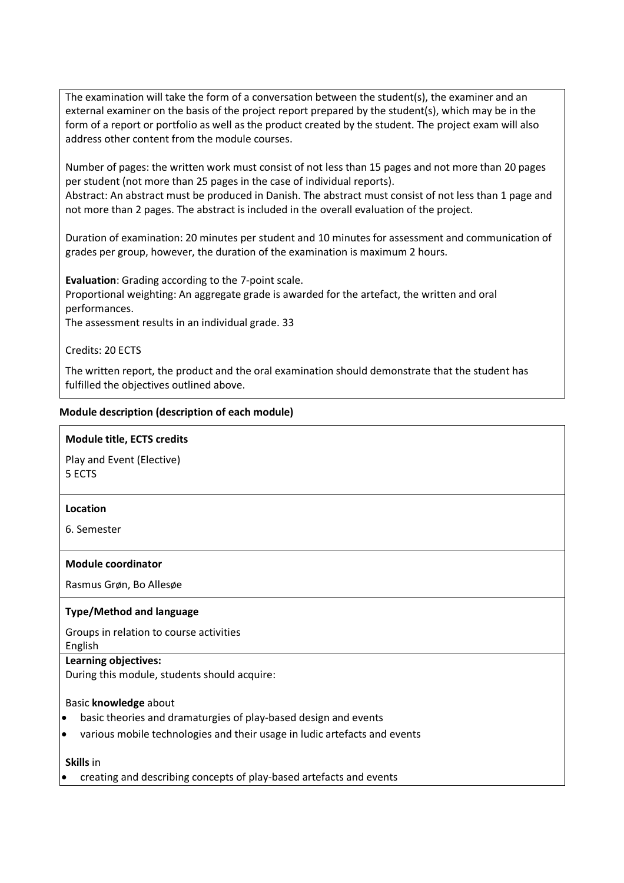The examination will take the form of a conversation between the student(s), the examiner and an external examiner on the basis of the project report prepared by the student(s), which may be in the form of a report or portfolio as well as the product created by the student. The project exam will also address other content from the module courses.

Number of pages: the written work must consist of not less than 15 pages and not more than 20 pages per student (not more than 25 pages in the case of individual reports).
Abstract: An abstract must be produced in Danish. The abstract must consist of not less than 1 page and not more than 2 pages. The abstract is included in the overall evaluation of the project.

Duration of examination: 20 minutes per student and 10 minutes for assessment and communication of grades per group, however, the duration of the examination is maximum 2 hours.

**Evaluation**: Grading according to the 7-point scale.
Proportional weighting: An aggregate grade is awarded for the artefact, the written and oral performances.
The assessment results in an individual grade. 33

Credits: 20 ECTS

The written report, the product and the oral examination should demonstrate that the student has fulfilled the objectives outlined above.

**Module description (description of each module)**

**Module title, ECTS credits**

Play and Event (Elective)
5 ECTS

**Location**

6. Semester

**Module coordinator**

Rasmus Grøn, Bo Allesøe

**Type/Method and language**

Groups in relation to course activities
English

**Learning objectives:**
During this module, students should acquire:

Basic **knowledge** about

- basic theories and dramaturgies of play-based design and events
- various mobile technologies and their usage in ludic artefacts and events

**Skills** in

- creating and describing concepts of play-based artefacts and events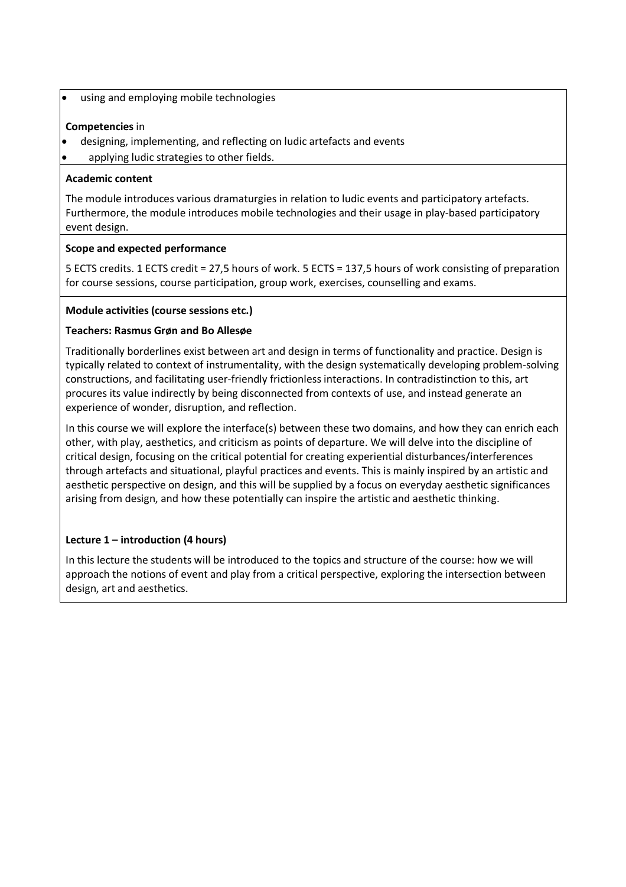- using and employing mobile technologies

**Competencies** in

- designing, implementing, and reflecting on ludic artefacts and events
- applying ludic strategies to other fields.

**Academic content**

The module introduces various dramaturgies in relation to ludic events and participatory artefacts. Furthermore, the module introduces mobile technologies and their usage in play-based participatory event design.

**Scope and expected performance**

5 ECTS credits. 1 ECTS credit = 27,5 hours of work. 5 ECTS = 137,5 hours of work consisting of preparation for course sessions, course participation, group work, exercises, counselling and exams.

**Module activities (course sessions etc.)**

**Teachers: Rasmus Grøn and Bo Allesøe**

Traditionally borderlines exist between art and design in terms of functionality and practice. Design is typically related to context of instrumentality, with the design systematically developing problem-solving constructions, and facilitating user-friendly frictionless interactions. In contradistinction to this, art procures its value indirectly by being disconnected from contexts of use, and instead generate an experience of wonder, disruption, and reflection.

In this course we will explore the interface(s) between these two domains, and how they can enrich each other, with play, aesthetics, and criticism as points of departure. We will delve into the discipline of critical design, focusing on the critical potential for creating experiential disturbances/interferences through artefacts and situational, playful practices and events. This is mainly inspired by an artistic and aesthetic perspective on design, and this will be supplied by a focus on everyday aesthetic significances arising from design, and how these potentially can inspire the artistic and aesthetic thinking.

**Lecture 1 – introduction (4 hours)**

In this lecture the students will be introduced to the topics and structure of the course: how we will approach the notions of event and play from a critical perspective, exploring the intersection between design, art and aesthetics.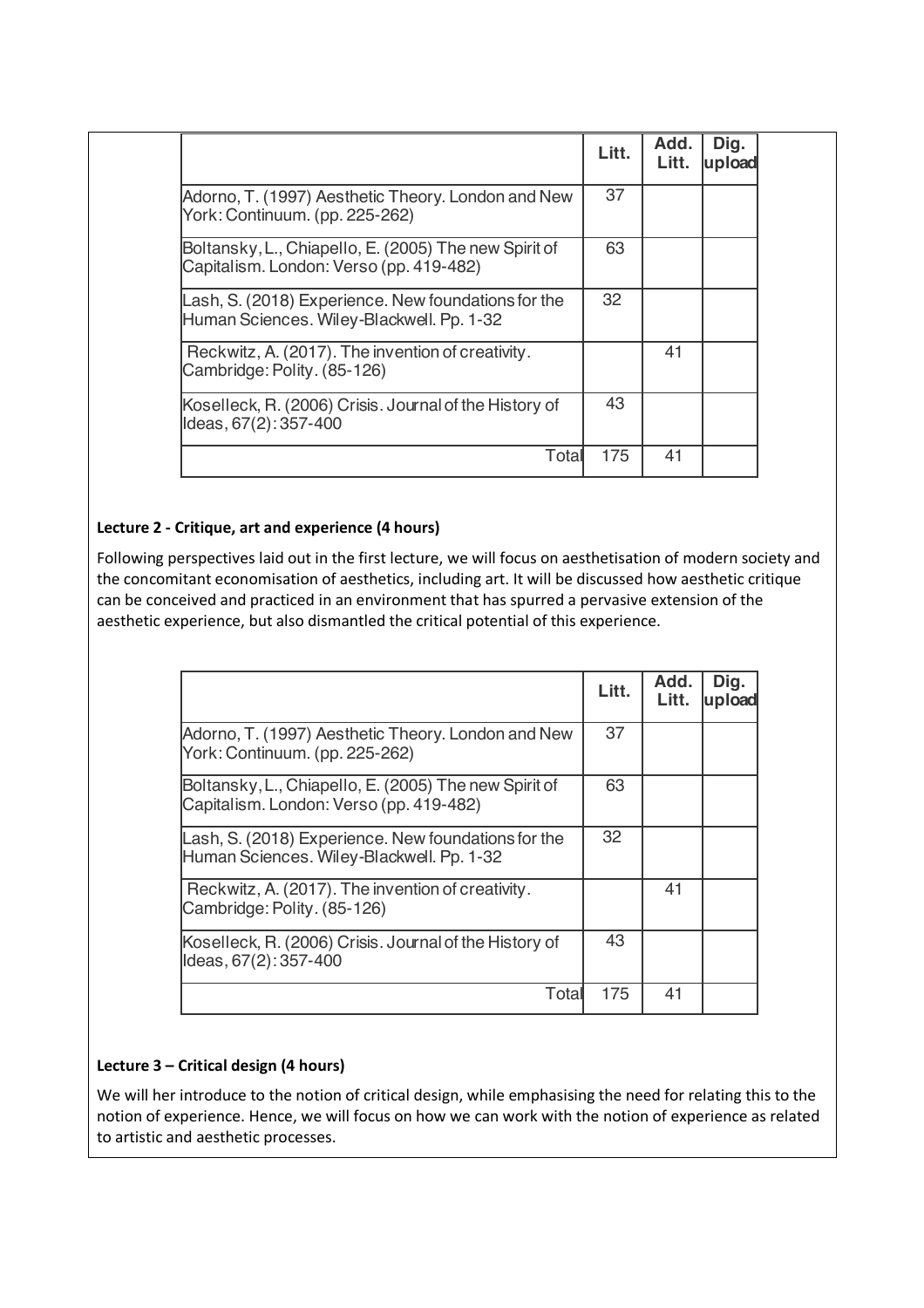| | Litt. | Add. Litt. | Dig. upload |
|---|---|---|---|
| Adorno, T. (1997) Aesthetic Theory. London and New York: Continuum. (pp. 225-262) | 37 | | |
| Boltansky, L., Chiapello, E. (2005) The new Spirit of Capitalism. London: Verso (pp. 419-482) | 63 | | |
| Lash, S. (2018) Experience. New foundations for the Human Sciences. Wiley-Blackwell. Pp. 1-32 | 32 | | |
| Reckwitz, A. (2017). The invention of creativity. Cambridge: Polity. (85-126) | | 41 | |
| Koselleck, R. (2006) Crisis. Journal of the History of Ideas, 67(2): 357-400 | 43 | | |
| Total | 175 | 41 | |

**Lecture 2 - Critique, art and experience (4 hours)**

Following perspectives laid out in the first lecture, we will focus on aesthetisation of modern society and the concomitant economisation of aesthetics, including art. It will be discussed how aesthetic critique can be conceived and practiced in an environment that has spurred a pervasive extension of the aesthetic experience, but also dismantled the critical potential of this experience.

| | Litt. | Add. Litt. | Dig. upload |
|---|---|---|---|
| Adorno, T. (1997) Aesthetic Theory. London and New York: Continuum. (pp. 225-262) | 37 | | |
| Boltansky, L., Chiapello, E. (2005) The new Spirit of Capitalism. London: Verso (pp. 419-482) | 63 | | |
| Lash, S. (2018) Experience. New foundations for the Human Sciences. Wiley-Blackwell. Pp. 1-32 | 32 | | |
| Reckwitz, A. (2017). The invention of creativity. Cambridge: Polity. (85-126) | | 41 | |
| Koselleck, R. (2006) Crisis. Journal of the History of Ideas, 67(2): 357-400 | 43 | | |
| Total | 175 | 41 | |

**Lecture 3 – Critical design (4 hours)**

We will her introduce to the notion of critical design, while emphasising the need for relating this to the notion of experience. Hence, we will focus on how we can work with the notion of experience as related to artistic and aesthetic processes.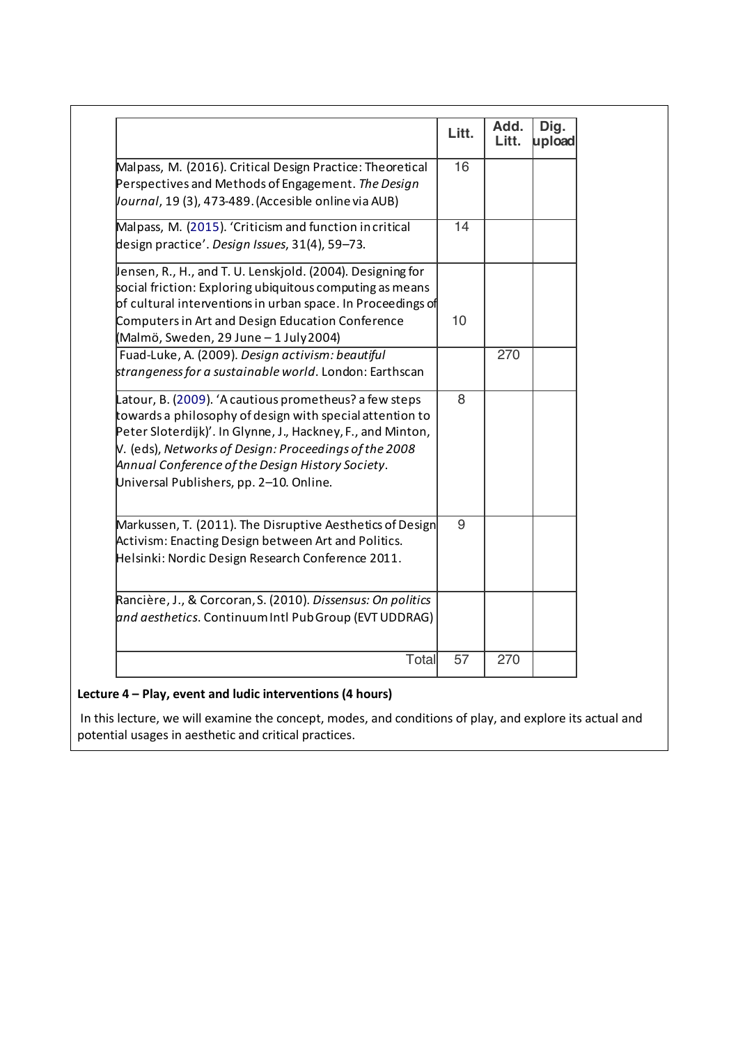| | Litt. | Add. Litt. | Dig. upload |
|---|---|---|---|
| Malpass, M. (2016). Critical Design Practice: Theoretical Perspectives and Methods of Engagement. *The Design Journal*, 19 (3), 473-489. (Accesible online via AUB) | 16 | | |
| Malpass, M. (2015). 'Criticism and function in critical design practice'. *Design Issues*, 31(4), 59–73. | 14 | | |
| Jensen, R., H., and T. U. Lenskjold. (2004). Designing for social friction: Exploring ubiquitous computing as means of cultural interventions in urban space. In Proceedings of Computers in Art and Design Education Conference (Malmö, Sweden, 29 June – 1 July 2004) | 10 | | |
| Fuad-Luke, A. (2009). *Design activism: beautiful strangeness for a sustainable world*. London: Earthscan | | 270 | |
| Latour, B. (2009). 'A cautious prometheus? a few steps towards a philosophy of design with special attention to Peter Sloterdijk)'. In Glynne, J., Hackney, F., and Minton, V. (eds), *Networks of Design: Proceedings of the 2008 Annual Conference of the Design History Society*. Universal Publishers, pp. 2–10. Online. | 8 | | |
| Markussen, T. (2011). The Disruptive Aesthetics of Design Activism: Enacting Design between Art and Politics. Helsinki: Nordic Design Research Conference 2011. | 9 | | |
| Rancière, J., & Corcoran, S. (2010). *Dissensus: On politics and aesthetics*. Continuum Intl Pub Group (EVT UDDRAG) | | | |
| Total | 57 | 270 | |

**Lecture 4 – Play, event and ludic interventions (4 hours)**

In this lecture, we will examine the concept, modes, and conditions of play, and explore its actual and potential usages in aesthetic and critical practices.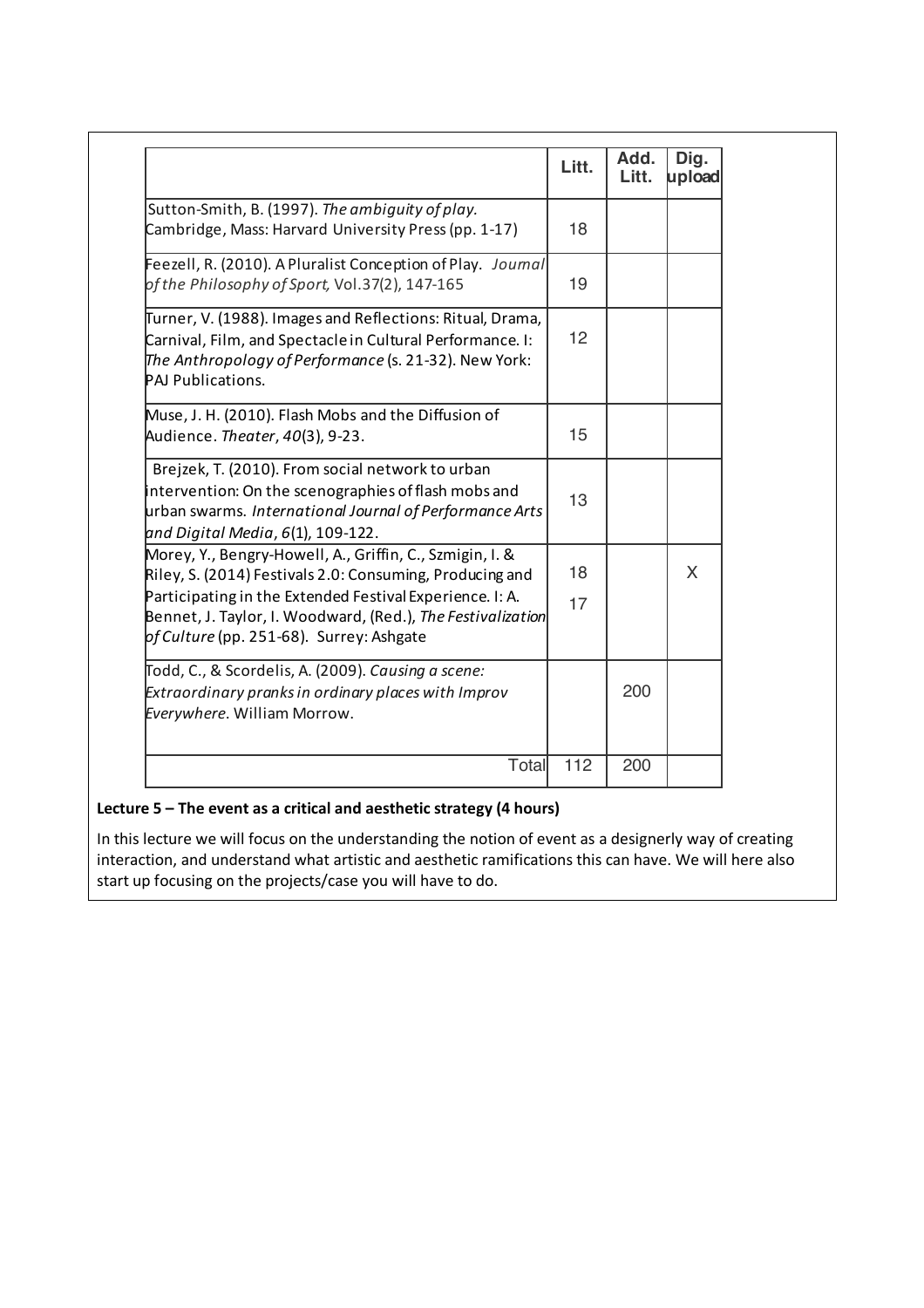| | Litt. | Add. Litt. | Dig. upload |
|---|---|---|---|
| Sutton-Smith, B. (1997). *The ambiguity of play.* Cambridge, Mass: Harvard University Press (pp. 1-17) | 18 | | |
| Feezell, R. (2010). A Pluralist Conception of Play. *Journal of the Philosophy of Sport,* Vol.37(2), 147-165 | 19 | | |
| Turner, V. (1988). Images and Reflections: Ritual, Drama, Carnival, Film, and Spectacle in Cultural Performance. I: *The Anthropology of Performance* (s. 21-32). New York: PAJ Publications. | 12 | | |
| Muse, J. H. (2010). Flash Mobs and the Diffusion of Audience. *Theater*, *40*(3), 9-23. | 15 | | |
| Brejzek, T. (2010). From social network to urban intervention: On the scenographies of flash mobs and urban swarms. *International Journal of Performance Arts and Digital Media*, *6*(1), 109-122. | 13 | | |
| Morey, Y., Bengry-Howell, A., Griffin, C., Szmigin, I. & Riley, S. (2014) Festivals 2.0: Consuming, Producing and Participating in the Extended Festival Experience. I: A. Bennet, J. Taylor, I. Woodward, (Red.), *The Festivalization of Culture* (pp. 251-68). Surrey: Ashgate | 18<br>17 | | X |
| Todd, C., & Scordelis, A. (2009). *Causing a scene: Extraordinary pranks in ordinary places with Improv Everywhere*. William Morrow. | | 200 | |
| Total | 112 | 200 | |

**Lecture 5 – The event as a critical and aesthetic strategy (4 hours)**

In this lecture we will focus on the understanding the notion of event as a designerly way of creating interaction, and understand what artistic and aesthetic ramifications this can have. We will here also start up focusing on the projects/case you will have to do.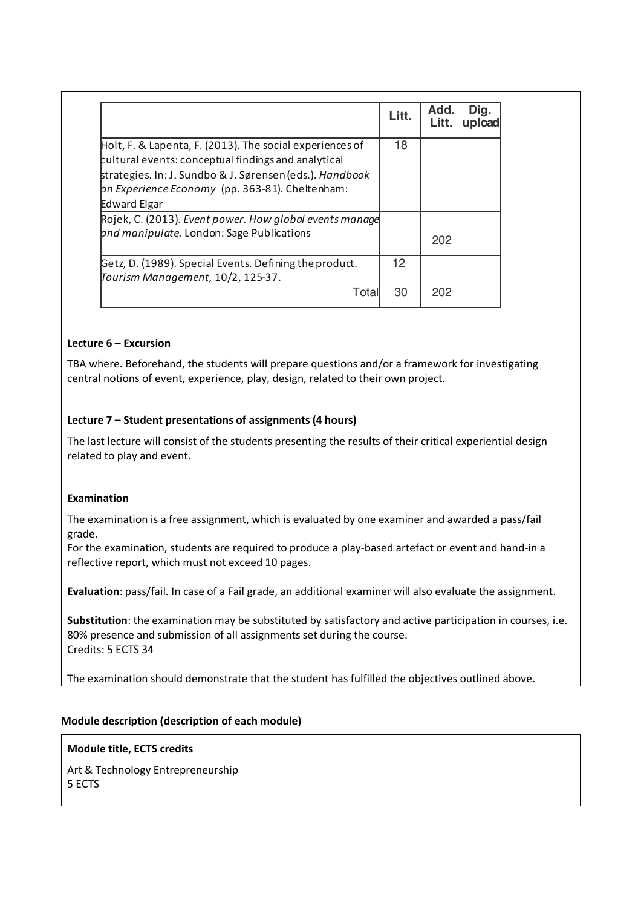| | Litt. | Add. Litt. | Dig. upload |
|---|---|---|---|
| Holt, F. & Lapenta, F. (2013). The social experiences of cultural events: conceptual findings and analytical strategies. In: J. Sundbo & J. Sørensen (eds.). *Handbook on Experience Economy* (pp. 363-81). Cheltenham: Edward Elgar | 18 | | |
| Rojek, C. (2013). *Event power. How global events manage and manipulate.* London: Sage Publications | | 202 | |
| Getz, D. (1989). Special Events. Defining the product. *Tourism Management,* 10/2, 125-37. | 12 | | |
| Total | 30 | 202 | |

**Lecture 6 – Excursion**

TBA where. Beforehand, the students will prepare questions and/or a framework for investigating central notions of event, experience, play, design, related to their own project.

**Lecture 7 – Student presentations of assignments (4 hours)**

The last lecture will consist of the students presenting the results of their critical experiential design related to play and event.

**Examination**

The examination is a free assignment, which is evaluated by one examiner and awarded a pass/fail grade.
For the examination, students are required to produce a play-based artefact or event and hand-in a reflective report, which must not exceed 10 pages.

**Evaluation**: pass/fail. In case of a Fail grade, an additional examiner will also evaluate the assignment.

**Substitution**: the examination may be substituted by satisfactory and active participation in courses, i.e. 80% presence and submission of all assignments set during the course.
Credits: 5 ECTS 34

The examination should demonstrate that the student has fulfilled the objectives outlined above.

**Module description (description of each module)**

**Module title, ECTS credits**

Art & Technology Entrepreneurship
5 ECTS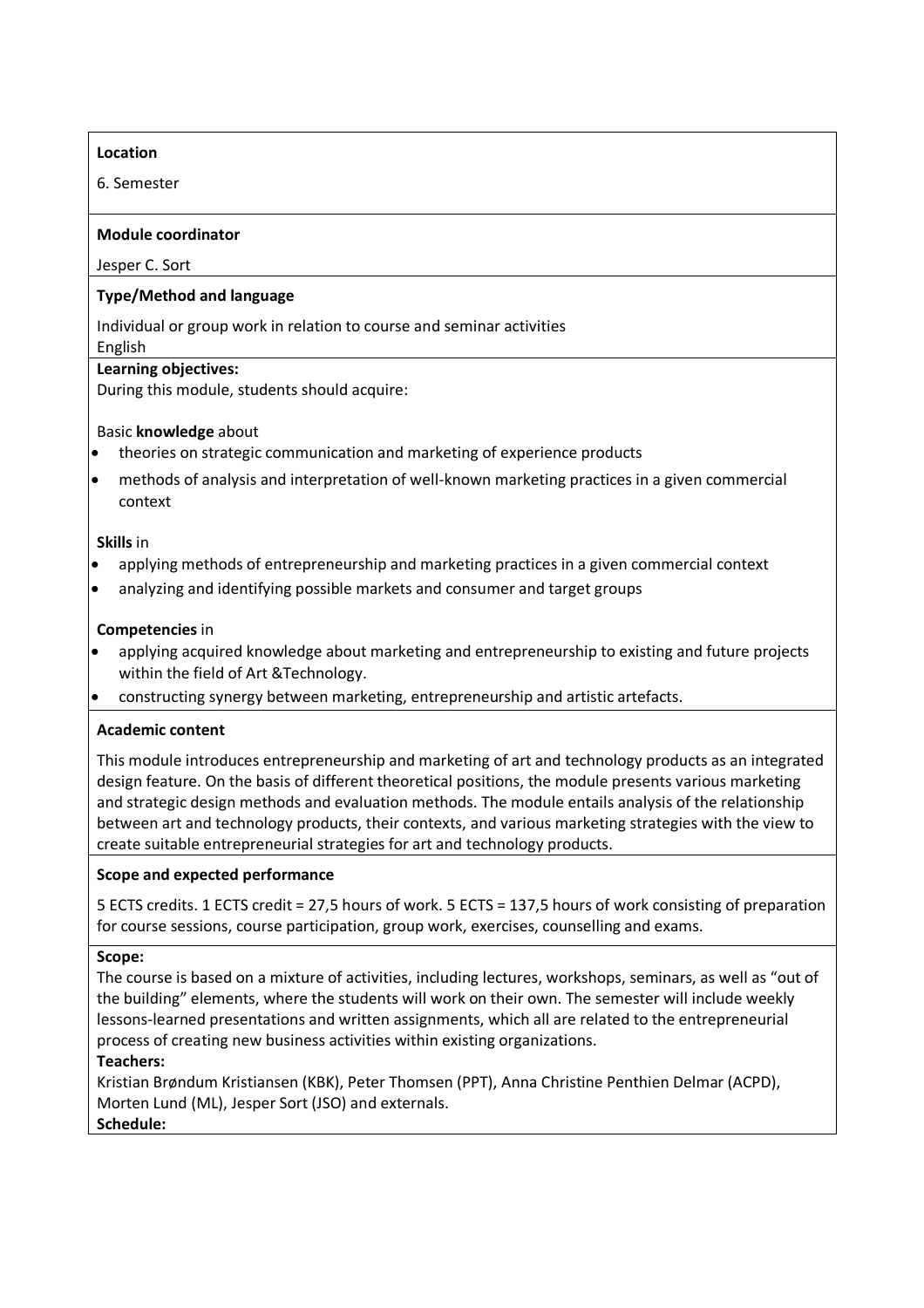**Location**

6. Semester

**Module coordinator**

Jesper C. Sort

**Type/Method and language**

Individual or group work in relation to course and seminar activities
English

**Learning objectives:**
During this module, students should acquire:

Basic **knowledge** about

- theories on strategic communication and marketing of experience products
- methods of analysis and interpretation of well-known marketing practices in a given commercial context

**Skills** in

- applying methods of entrepreneurship and marketing practices in a given commercial context
- analyzing and identifying possible markets and consumer and target groups

**Competencies** in

- applying acquired knowledge about marketing and entrepreneurship to existing and future projects within the field of Art &Technology.
- constructing synergy between marketing, entrepreneurship and artistic artefacts.

**Academic content**

This module introduces entrepreneurship and marketing of art and technology products as an integrated design feature. On the basis of different theoretical positions, the module presents various marketing and strategic design methods and evaluation methods. The module entails analysis of the relationship between art and technology products, their contexts, and various marketing strategies with the view to create suitable entrepreneurial strategies for art and technology products.

**Scope and expected performance**

5 ECTS credits. 1 ECTS credit = 27,5 hours of work. 5 ECTS = 137,5 hours of work consisting of preparation for course sessions, course participation, group work, exercises, counselling and exams.

**Scope:**
The course is based on a mixture of activities, including lectures, workshops, seminars, as well as "out of the building" elements, where the students will work on their own. The semester will include weekly lessons-learned presentations and written assignments, which all are related to the entrepreneurial process of creating new business activities within existing organizations.

**Teachers:**
Kristian Brøndum Kristiansen (KBK), Peter Thomsen (PPT), Anna Christine Penthien Delmar (ACPD), Morten Lund (ML), Jesper Sort (JSO) and externals.

**Schedule:**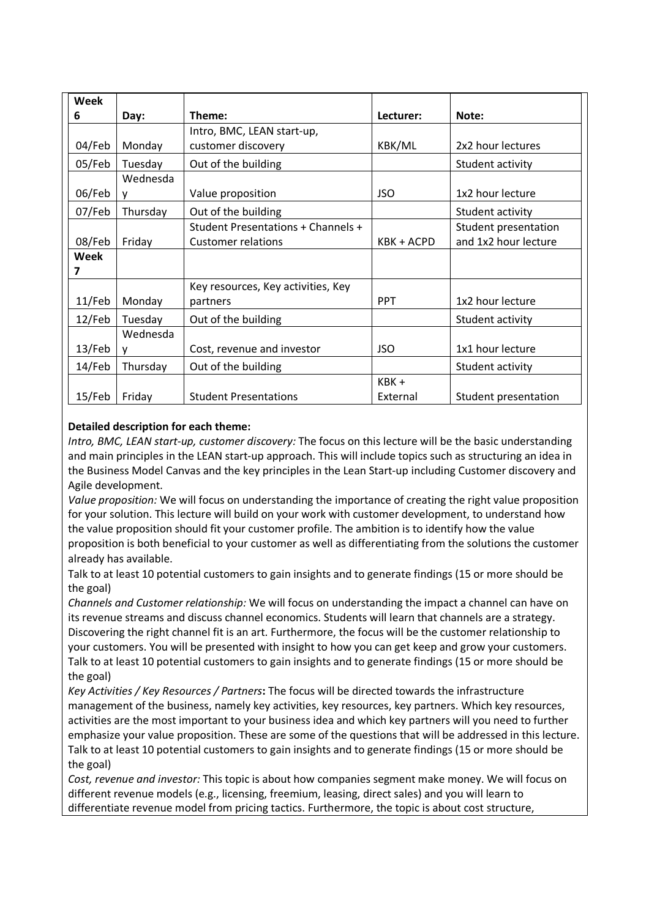| Week 6 | Day: | Theme: | Lecturer: | Note: |
|---|---|---|---|---|
| 04/Feb | Monday | Intro, BMC, LEAN start-up, customer discovery | KBK/ML | 2x2 hour lectures |
| 05/Feb | Tuesday | Out of the building | | Student activity |
| 06/Feb | Wednesday | Value proposition | JSO | 1x2 hour lecture |
| 07/Feb | Thursday | Out of the building | | Student activity |
| 08/Feb | Friday | Student Presentations + Channels + Customer relations | KBK + ACPD | Student presentation and 1x2 hour lecture |
| **Week 7** | | | | |
| 11/Feb | Monday | Key resources, Key activities, Key partners | PPT | 1x2 hour lecture |
| 12/Feb | Tuesday | Out of the building | | Student activity |
| 13/Feb | Wednesday | Cost, revenue and investor | JSO | 1x1 hour lecture |
| 14/Feb | Thursday | Out of the building | | Student activity |
| 15/Feb | Friday | Student Presentations | KBK + External | Student presentation |

**Detailed description for each theme:**

*Intro, BMC, LEAN start-up, customer discovery:* The focus on this lecture will be the basic understanding and main principles in the LEAN start-up approach. This will include topics such as structuring an idea in the Business Model Canvas and the key principles in the Lean Start-up including Customer discovery and Agile development.

*Value proposition:* We will focus on understanding the importance of creating the right value proposition for your solution. This lecture will build on your work with customer development, to understand how the value proposition should fit your customer profile. The ambition is to identify how the value proposition is both beneficial to your customer as well as differentiating from the solutions the customer already has available.

Talk to at least 10 potential customers to gain insights and to generate findings (15 or more should be the goal)

*Channels and Customer relationship:* We will focus on understanding the impact a channel can have on its revenue streams and discuss channel economics. Students will learn that channels are a strategy. Discovering the right channel fit is an art. Furthermore, the focus will be the customer relationship to your customers. You will be presented with insight to how you can get keep and grow your customers.

Talk to at least 10 potential customers to gain insights and to generate findings (15 or more should be the goal)

*Key Activities / Key Resources / Partners***:** The focus will be directed towards the infrastructure management of the business, namely key activities, key resources, key partners. Which key resources, activities are the most important to your business idea and which key partners will you need to further emphasize your value proposition. These are some of the questions that will be addressed in this lecture.

Talk to at least 10 potential customers to gain insights and to generate findings (15 or more should be the goal)

*Cost, revenue and investor:* This topic is about how companies segment make money. We will focus on different revenue models (e.g., licensing, freemium, leasing, direct sales) and you will learn to differentiate revenue model from pricing tactics. Furthermore, the topic is about cost structure,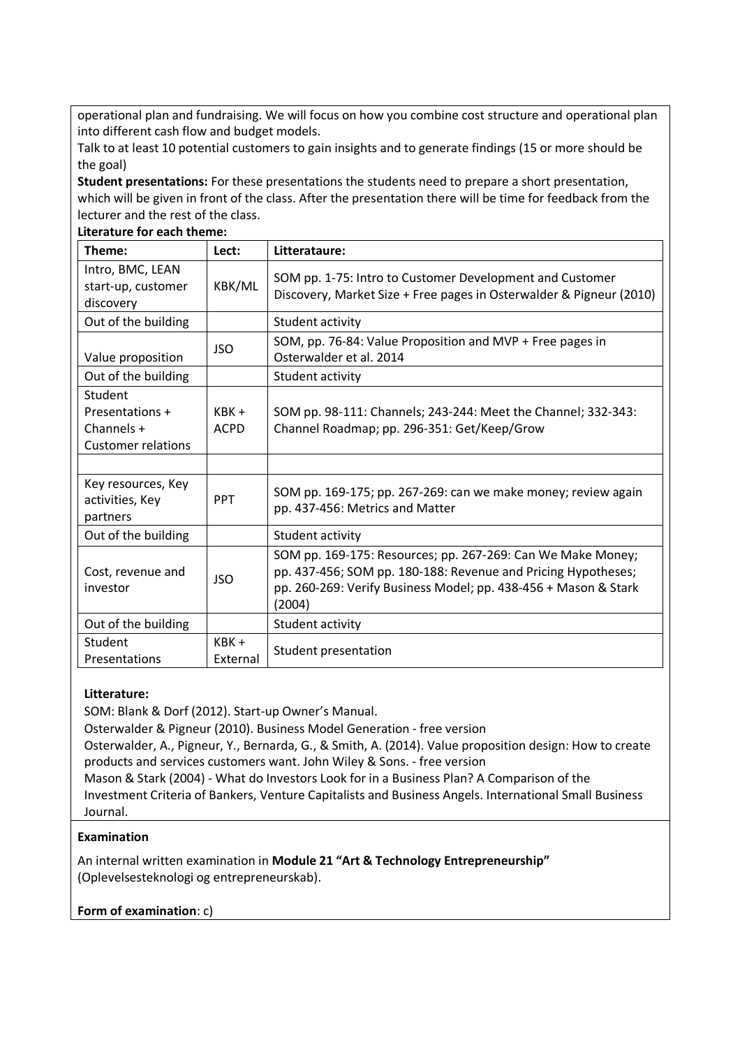operational plan and fundraising. We will focus on how you combine cost structure and operational plan into different cash flow and budget models.

Talk to at least 10 potential customers to gain insights and to generate findings (15 or more should be the goal)

**Student presentations:** For these presentations the students need to prepare a short presentation, which will be given in front of the class. After the presentation there will be time for feedback from the lecturer and the rest of the class.

**Literature for each theme:**

| Theme: | Lect: | Litterataure: |
|---|---|---|
| Intro, BMC, LEAN start-up, customer discovery | KBK/ML | SOM pp. 1-75: Intro to Customer Development and Customer Discovery, Market Size + Free pages in Osterwalder & Pigneur (2010) |
| Out of the building | | Student activity |
| Value proposition | JSO | SOM, pp. 76-84: Value Proposition and MVP + Free pages in Osterwalder et al. 2014 |
| Out of the building | | Student activity |
| Student Presentations + Channels + Customer relations | KBK + ACPD | SOM pp. 98-111: Channels; 243-244: Meet the Channel; 332-343: Channel Roadmap; pp. 296-351: Get/Keep/Grow |
| | | |
| Key resources, Key activities, Key partners | PPT | SOM pp. 169-175; pp. 267-269: can we make money; review again pp. 437-456: Metrics and Matter |
| Out of the building | | Student activity |
| Cost, revenue and investor | JSO | SOM pp. 169-175: Resources; pp. 267-269: Can We Make Money; pp. 437-456; SOM pp. 180-188: Revenue and Pricing Hypotheses; pp. 260-269: Verify Business Model; pp. 438-456 + Mason & Stark (2004) |
| Out of the building | | Student activity |
| Student Presentations | KBK + External | Student presentation |

**Litterature:**

SOM: Blank & Dorf (2012). Start-up Owner's Manual.

Osterwalder & Pigneur (2010). Business Model Generation - free version

Osterwalder, A., Pigneur, Y., Bernarda, G., & Smith, A. (2014). Value proposition design: How to create products and services customers want. John Wiley & Sons. - free version

Mason & Stark (2004) - What do Investors Look for in a Business Plan? A Comparison of the Investment Criteria of Bankers, Venture Capitalists and Business Angels. International Small Business Journal.

**Examination**

An internal written examination in **Module 21 "Art & Technology Entrepreneurship"** (Oplevelsesteknologi og entrepreneurskab).

**Form of examination**: c)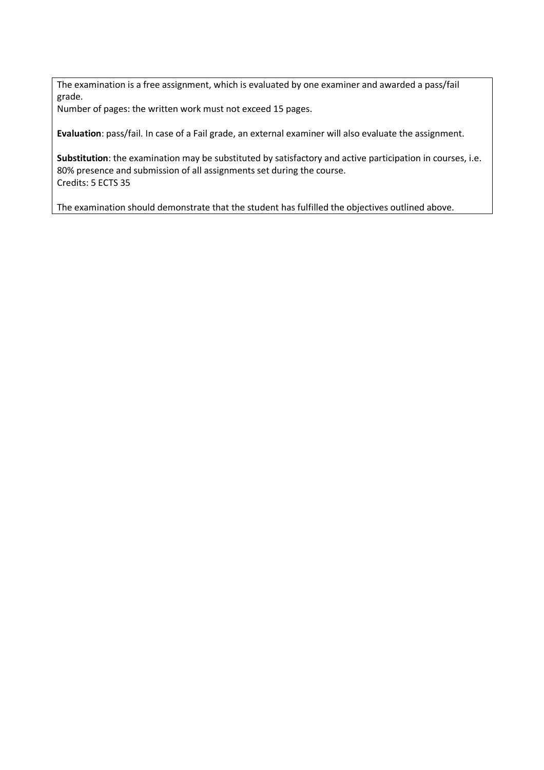The examination is a free assignment, which is evaluated by one examiner and awarded a pass/fail grade.
Number of pages: the written work must not exceed 15 pages.

**Evaluation**: pass/fail. In case of a Fail grade, an external examiner will also evaluate the assignment.

**Substitution**: the examination may be substituted by satisfactory and active participation in courses, i.e. 80% presence and submission of all assignments set during the course.
Credits: 5 ECTS 35

The examination should demonstrate that the student has fulfilled the objectives outlined above.